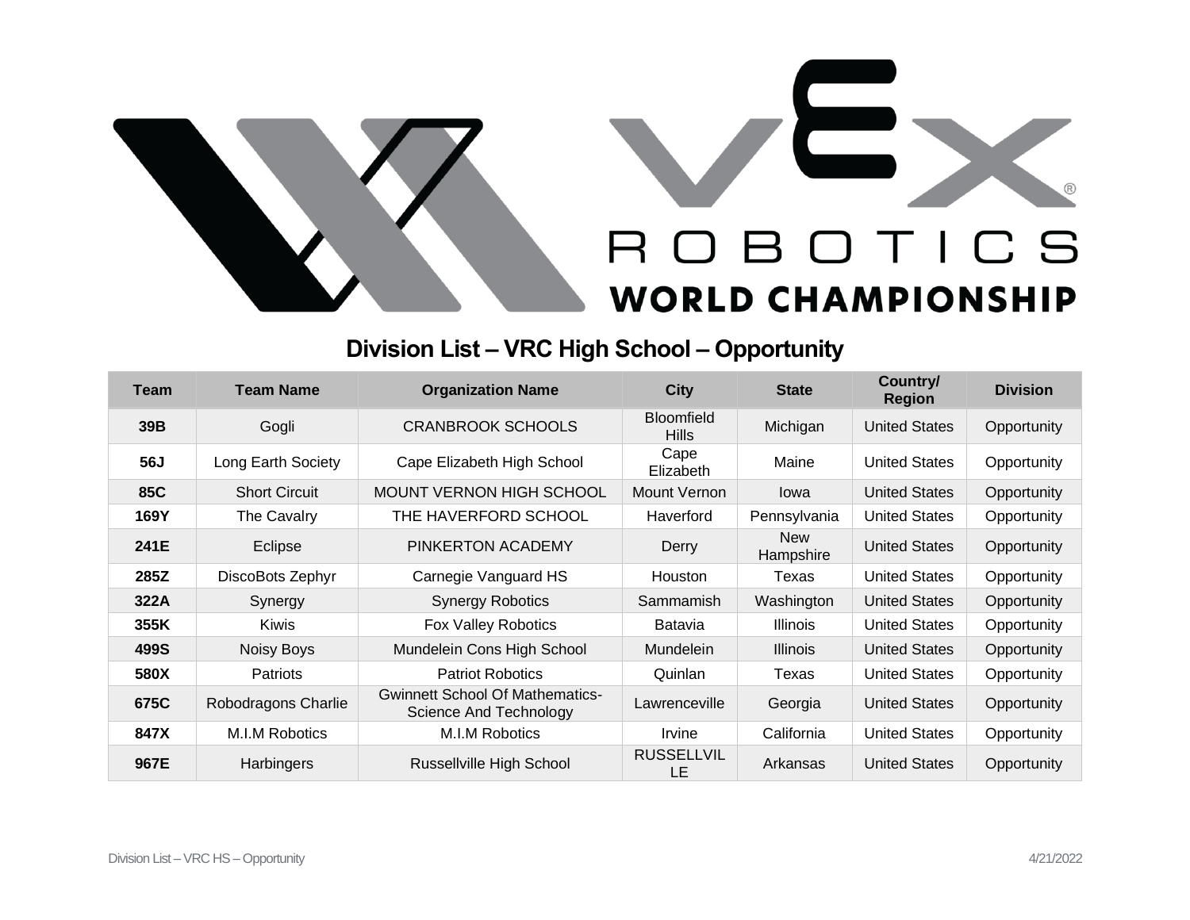# Division List – VRC High School – Opportunity

| Team | Team Name | Organization Name | City | State | Country/ Region | Division |
|---|---|---|---|---|---|---|
| **39B** | Gogli | CRANBROOK SCHOOLS | Bloomfield Hills | Michigan | United States | Opportunity |
| **56J** | Long Earth Society | Cape Elizabeth High School | Cape Elizabeth | Maine | United States | Opportunity |
| **85C** | Short Circuit | MOUNT VERNON HIGH SCHOOL | Mount Vernon | Iowa | United States | Opportunity |
| **169Y** | The Cavalry | THE HAVERFORD SCHOOL | Haverford | Pennsylvania | United States | Opportunity |
| **241E** | Eclipse | PINKERTON ACADEMY | Derry | New Hampshire | United States | Opportunity |
| **285Z** | DiscoBots Zephyr | Carnegie Vanguard HS | Houston | Texas | United States | Opportunity |
| **322A** | Synergy | Synergy Robotics | Sammamish | Washington | United States | Opportunity |
| **355K** | Kiwis | Fox Valley Robotics | Batavia | Illinois | United States | Opportunity |
| **499S** | Noisy Boys | Mundelein Cons High School | Mundelein | Illinois | United States | Opportunity |
| **580X** | Patriots | Patriot Robotics | Quinlan | Texas | United States | Opportunity |
| **675C** | Robodragons Charlie | Gwinnett School Of Mathematics-Science And Technology | Lawrenceville | Georgia | United States | Opportunity |
| **847X** | M.I.M Robotics | M.I.M Robotics | Irvine | California | United States | Opportunity |
| **967E** | Harbingers | Russellville High School | RUSSELLVILLE | Arkansas | United States | Opportunity |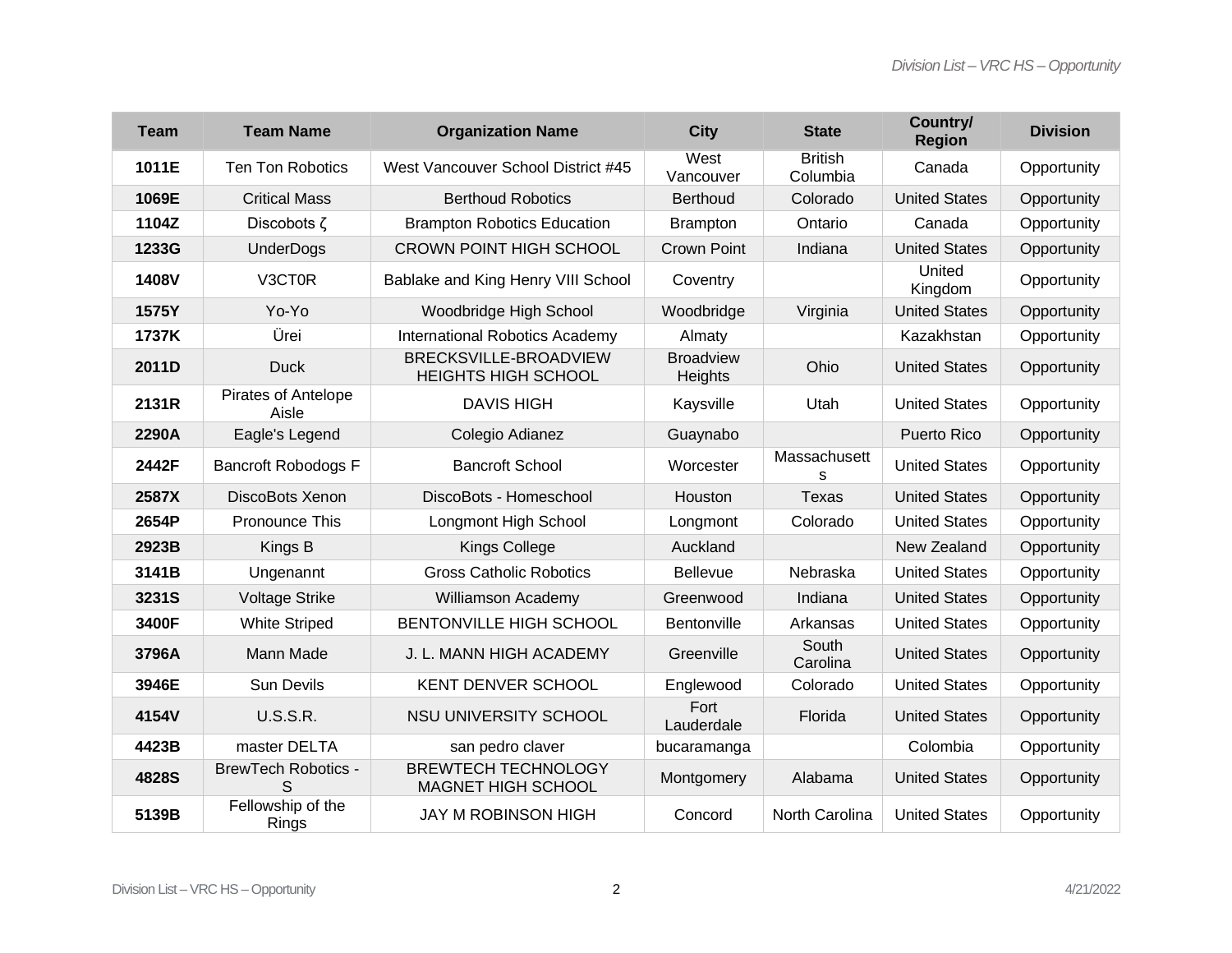| Team | Team Name | Organization Name | City | State | Country/ Region | Division |
|---|---|---|---|---|---|---|
| **1011E** | Ten Ton Robotics | West Vancouver School District #45 | West Vancouver | British Columbia | Canada | Opportunity |
| **1069E** | Critical Mass | Berthoud Robotics | Berthoud | Colorado | United States | Opportunity |
| **1104Z** | Discobots ζ | Brampton Robotics Education | Brampton | Ontario | Canada | Opportunity |
| **1233G** | UnderDogs | CROWN POINT HIGH SCHOOL | Crown Point | Indiana | United States | Opportunity |
| **1408V** | V3CT0R | Bablake and King Henry VIII School | Coventry | | United Kingdom | Opportunity |
| **1575Y** | Yo-Yo | Woodbridge High School | Woodbridge | Virginia | United States | Opportunity |
| **1737K** | Ürei | International Robotics Academy | Almaty | | Kazakhstan | Opportunity |
| **2011D** | Duck | BRECKSVILLE-BROADVIEW HEIGHTS HIGH SCHOOL | Broadview Heights | Ohio | United States | Opportunity |
| **2131R** | Pirates of Antelope Aisle | DAVIS HIGH | Kaysville | Utah | United States | Opportunity |
| **2290A** | Eagle's Legend | Colegio Adianez | Guaynabo | | Puerto Rico | Opportunity |
| **2442F** | Bancroft Robodogs F | Bancroft School | Worcester | Massachusetts | United States | Opportunity |
| **2587X** | DiscoBots Xenon | DiscoBots - Homeschool | Houston | Texas | United States | Opportunity |
| **2654P** | Pronounce This | Longmont High School | Longmont | Colorado | United States | Opportunity |
| **2923B** | Kings B | Kings College | Auckland | | New Zealand | Opportunity |
| **3141B** | Ungenannt | Gross Catholic Robotics | Bellevue | Nebraska | United States | Opportunity |
| **3231S** | Voltage Strike | Williamson Academy | Greenwood | Indiana | United States | Opportunity |
| **3400F** | White Striped | BENTONVILLE HIGH SCHOOL | Bentonville | Arkansas | United States | Opportunity |
| **3796A** | Mann Made | J. L. MANN HIGH ACADEMY | Greenville | South Carolina | United States | Opportunity |
| **3946E** | Sun Devils | KENT DENVER SCHOOL | Englewood | Colorado | United States | Opportunity |
| **4154V** | U.S.S.R. | NSU UNIVERSITY SCHOOL | Fort Lauderdale | Florida | United States | Opportunity |
| **4423B** | master DELTA | san pedro claver | bucaramanga | | Colombia | Opportunity |
| **4828S** | BrewTech Robotics - S | BREWTECH TECHNOLOGY MAGNET HIGH SCHOOL | Montgomery | Alabama | United States | Opportunity |
| **5139B** | Fellowship of the Rings | JAY M ROBINSON HIGH | Concord | North Carolina | United States | Opportunity |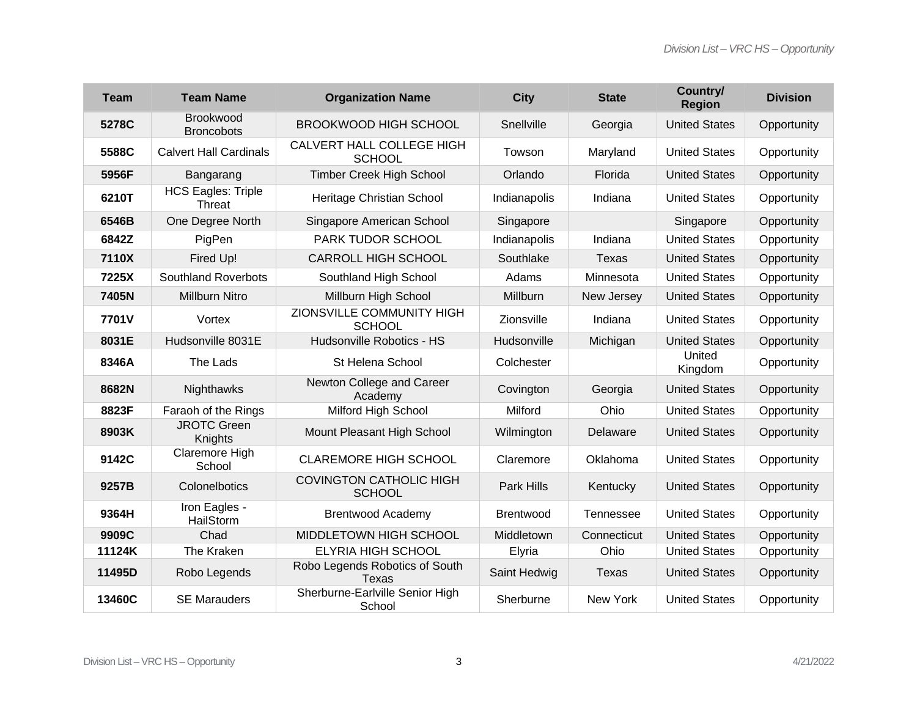| Team | Team Name | Organization Name | City | State | Country/ Region | Division |
|---|---|---|---|---|---|---|
| **5278C** | Brookwood Broncobots | BROOKWOOD HIGH SCHOOL | Snellville | Georgia | United States | Opportunity |
| **5588C** | Calvert Hall Cardinals | CALVERT HALL COLLEGE HIGH SCHOOL | Towson | Maryland | United States | Opportunity |
| **5956F** | Bangarang | Timber Creek High School | Orlando | Florida | United States | Opportunity |
| **6210T** | HCS Eagles: Triple Threat | Heritage Christian School | Indianapolis | Indiana | United States | Opportunity |
| **6546B** | One Degree North | Singapore American School | Singapore | | Singapore | Opportunity |
| **6842Z** | PigPen | PARK TUDOR SCHOOL | Indianapolis | Indiana | United States | Opportunity |
| **7110X** | Fired Up! | CARROLL HIGH SCHOOL | Southlake | Texas | United States | Opportunity |
| **7225X** | Southland Roverbots | Southland High School | Adams | Minnesota | United States | Opportunity |
| **7405N** | Millburn Nitro | Millburn High School | Millburn | New Jersey | United States | Opportunity |
| **7701V** | Vortex | ZIONSVILLE COMMUNITY HIGH SCHOOL | Zionsville | Indiana | United States | Opportunity |
| **8031E** | Hudsonville 8031E | Hudsonville Robotics - HS | Hudsonville | Michigan | United States | Opportunity |
| **8346A** | The Lads | St Helena School | Colchester | | United Kingdom | Opportunity |
| **8682N** | Nighthawks | Newton College and Career Academy | Covington | Georgia | United States | Opportunity |
| **8823F** | Faraoh of the Rings | Milford High School | Milford | Ohio | United States | Opportunity |
| **8903K** | JROTC Green Knights | Mount Pleasant High School | Wilmington | Delaware | United States | Opportunity |
| **9142C** | Claremore High School | CLAREMORE HIGH SCHOOL | Claremore | Oklahoma | United States | Opportunity |
| **9257B** | Colonelbotics | COVINGTON CATHOLIC HIGH SCHOOL | Park Hills | Kentucky | United States | Opportunity |
| **9364H** | Iron Eagles - HailStorm | Brentwood Academy | Brentwood | Tennessee | United States | Opportunity |
| **9909C** | Chad | MIDDLETOWN HIGH SCHOOL | Middletown | Connecticut | United States | Opportunity |
| **11124K** | The Kraken | ELYRIA HIGH SCHOOL | Elyria | Ohio | United States | Opportunity |
| **11495D** | Robo Legends | Robo Legends Robotics of South Texas | Saint Hedwig | Texas | United States | Opportunity |
| **13460C** | SE Marauders | Sherburne-Earlville Senior High School | Sherburne | New York | United States | Opportunity |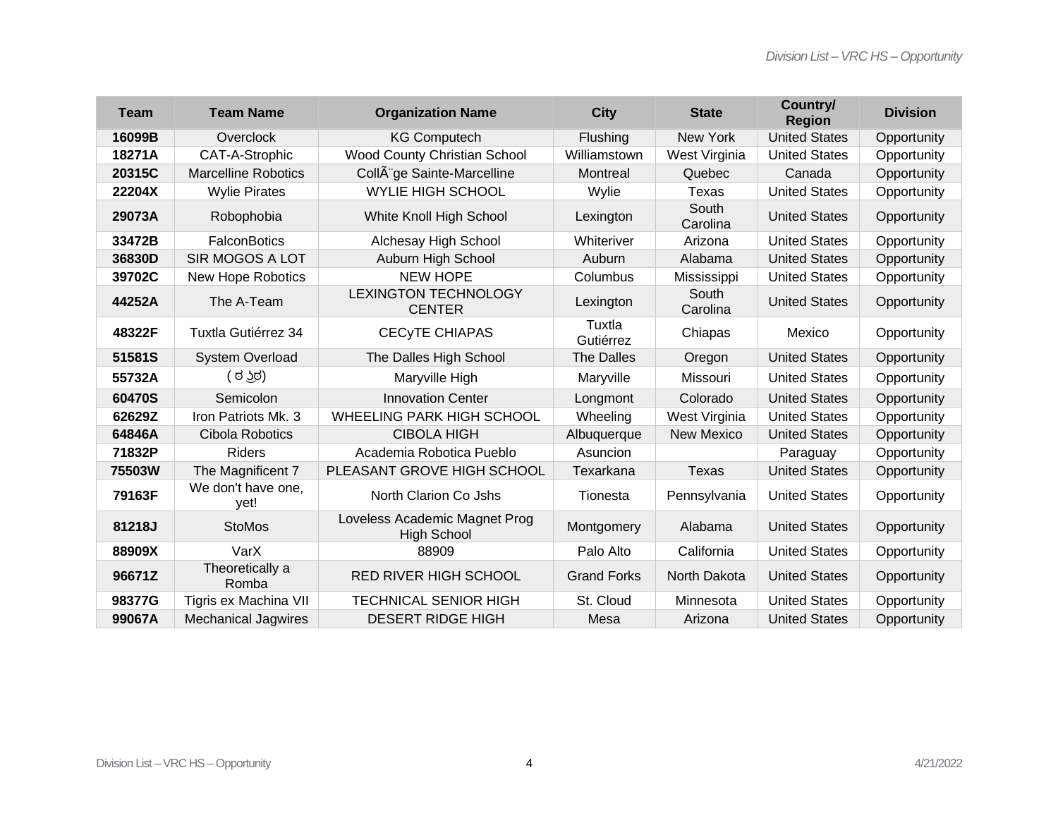| Team | Team Name | Organization Name | City | State | Country/ Region | Division |
|---|---|---|---|---|---|---|
| **16099B** | Overclock | KG Computech | Flushing | New York | United States | Opportunity |
| **18271A** | CAT-A-Strophic | Wood County Christian School | Williamstown | West Virginia | United States | Opportunity |
| **20315C** | Marcelline Robotics | CollÃ¨ge Sainte-Marcelline | Montreal | Quebec | Canada | Opportunity |
| **22204X** | Wylie Pirates | WYLIE HIGH SCHOOL | Wylie | Texas | United States | Opportunity |
| **29073A** | Robophobia | White Knoll High School | Lexington | South Carolina | United States | Opportunity |
| **33472B** | FalconBotics | Alchesay High School | Whiteriver | Arizona | United States | Opportunity |
| **36830D** | SIR MOGOS A LOT | Auburn High School | Auburn | Alabama | United States | Opportunity |
| **39702C** | New Hope Robotics | NEW HOPE | Columbus | Mississippi | United States | Opportunity |
| **44252A** | The A-Team | LEXINGTON TECHNOLOGY CENTER | Lexington | South Carolina | United States | Opportunity |
| **48322F** | Tuxtla Gutiérrez 34 | CECyTE CHIAPAS | Tuxtla Gutiérrez | Chiapas | Mexico | Opportunity |
| **51581S** | System Overload | The Dalles High School | The Dalles | Oregon | United States | Opportunity |
| **55732A** | ( ಠ ͜ʖಠ) | Maryville High | Maryville | Missouri | United States | Opportunity |
| **60470S** | Semicolon | Innovation Center | Longmont | Colorado | United States | Opportunity |
| **62629Z** | Iron Patriots Mk. 3 | WHEELING PARK HIGH SCHOOL | Wheeling | West Virginia | United States | Opportunity |
| **64846A** | Cibola Robotics | CIBOLA HIGH | Albuquerque | New Mexico | United States | Opportunity |
| **71832P** | Riders | Academia Robotica Pueblo | Asuncion | | Paraguay | Opportunity |
| **75503W** | The Magnificent 7 | PLEASANT GROVE HIGH SCHOOL | Texarkana | Texas | United States | Opportunity |
| **79163F** | We don't have one, yet! | North Clarion Co Jshs | Tionesta | Pennsylvania | United States | Opportunity |
| **81218J** | StoMos | Loveless Academic Magnet Prog High School | Montgomery | Alabama | United States | Opportunity |
| **88909X** | VarX | 88909 | Palo Alto | California | United States | Opportunity |
| **96671Z** | Theoretically a Romba | RED RIVER HIGH SCHOOL | Grand Forks | North Dakota | United States | Opportunity |
| **98377G** | Tigris ex Machina VII | TECHNICAL SENIOR HIGH | St. Cloud | Minnesota | United States | Opportunity |
| **99067A** | Mechanical Jagwires | DESERT RIDGE HIGH | Mesa | Arizona | United States | Opportunity |